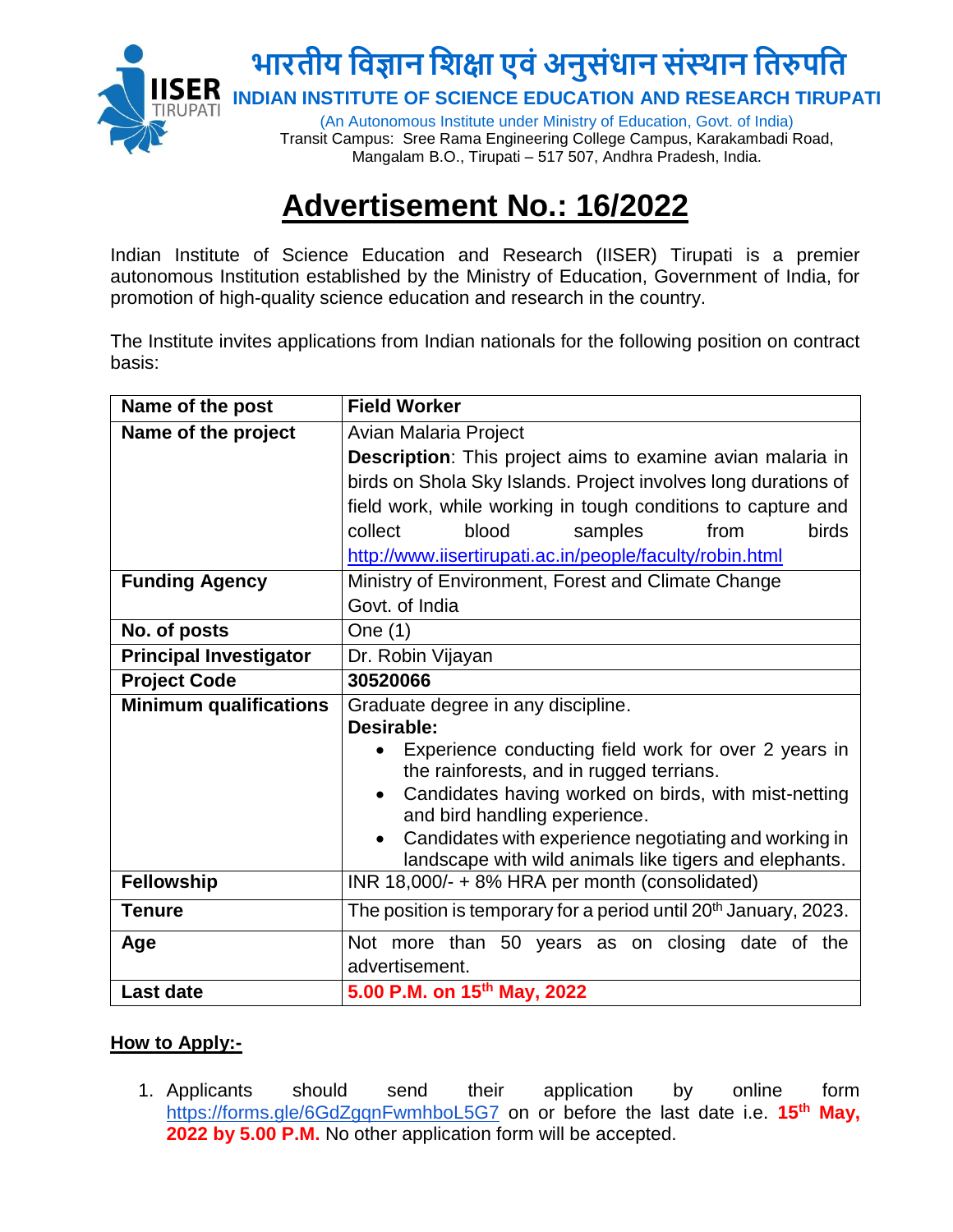भारतीय विज्ञान शिक्षा एवं अनुसंधान संस्थान तिरुपति

**INDIAN INSTITUTE OF SCIENCE EDUCATION AND RESEARCH TIRUPATI**

(An Autonomous Institute under Ministry of Education, Govt. of India)
Transit Campus: Sree Rama Engineering College Campus, Karakambadi Road, Mangalam B.O., Tirupati – 517 507, Andhra Pradesh, India.

# Advertisement No.: 16/2022

Indian Institute of Science Education and Research (IISER) Tirupati is a premier autonomous Institution established by the Ministry of Education, Government of India, for promotion of high-quality science education and research in the country.

The Institute invites applications from Indian nationals for the following position on contract basis:

| **Name of the post** | **Field Worker** |
|---|---|
| **Name of the project** | Avian Malaria Project<br>**Description**: This project aims to examine avian malaria in birds on Shola Sky Islands. Project involves long durations of field work, while working in tough conditions to capture and collect blood samples from birds<br>http://www.iisertirupati.ac.in/people/faculty/robin.html |
| **Funding Agency** | Ministry of Environment, Forest and Climate Change Govt. of India |
| **No. of posts** | One (1) |
| **Principal Investigator** | Dr. Robin Vijayan |
| **Project Code** | **30520066** |
| **Minimum qualifications** | Graduate degree in any discipline.<br>**Desirable:**<br>• Experience conducting field work for over 2 years in the rainforests, and in rugged terrians.<br>• Candidates having worked on birds, with mist-netting and bird handling experience.<br>• Candidates with experience negotiating and working in landscape with wild animals like tigers and elephants. |
| **Fellowship** | INR 18,000/- + 8% HRA per month (consolidated) |
| **Tenure** | The position is temporary for a period until 20th January, 2023. |
| **Age** | Not more than 50 years as on closing date of the advertisement. |
| **Last date** | **5.00 P.M. on 15th May, 2022** |

**How to Apply:-**

1. Applicants should send their application by online form https://forms.gle/6GdZgqnFwmhboL5G7 on or before the last date i.e. **15th May, 2022 by 5.00 P.M.** No other application form will be accepted.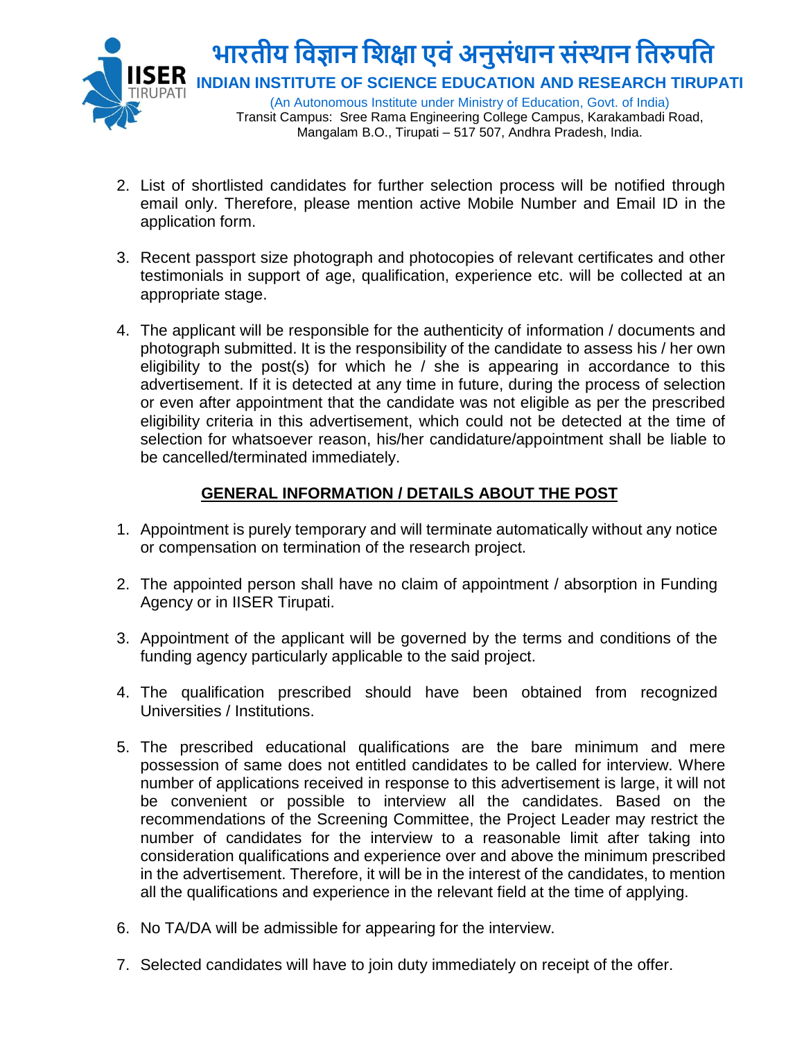2. List of shortlisted candidates for further selection process will be notified through email only. Therefore, please mention active Mobile Number and Email ID in the application form.

3. Recent passport size photograph and photocopies of relevant certificates and other testimonials in support of age, qualification, experience etc. will be collected at an appropriate stage.

4. The applicant will be responsible for the authenticity of information / documents and photograph submitted. It is the responsibility of the candidate to assess his / her own eligibility to the post(s) for which he / she is appearing in accordance to this advertisement. If it is detected at any time in future, during the process of selection or even after appointment that the candidate was not eligible as per the prescribed eligibility criteria in this advertisement, which could not be detected at the time of selection for whatsoever reason, his/her candidature/appointment shall be liable to be cancelled/terminated immediately.

## GENERAL INFORMATION / DETAILS ABOUT THE POST

1. Appointment is purely temporary and will terminate automatically without any notice or compensation on termination of the research project.

2. The appointed person shall have no claim of appointment / absorption in Funding Agency or in IISER Tirupati.

3. Appointment of the applicant will be governed by the terms and conditions of the funding agency particularly applicable to the said project.

4. The qualification prescribed should have been obtained from recognized Universities / Institutions.

5. The prescribed educational qualifications are the bare minimum and mere possession of same does not entitled candidates to be called for interview. Where number of applications received in response to this advertisement is large, it will not be convenient or possible to interview all the candidates. Based on the recommendations of the Screening Committee, the Project Leader may restrict the number of candidates for the interview to a reasonable limit after taking into consideration qualifications and experience over and above the minimum prescribed in the advertisement. Therefore, it will be in the interest of the candidates, to mention all the qualifications and experience in the relevant field at the time of applying.

6. No TA/DA will be admissible for appearing for the interview.

7. Selected candidates will have to join duty immediately on receipt of the offer.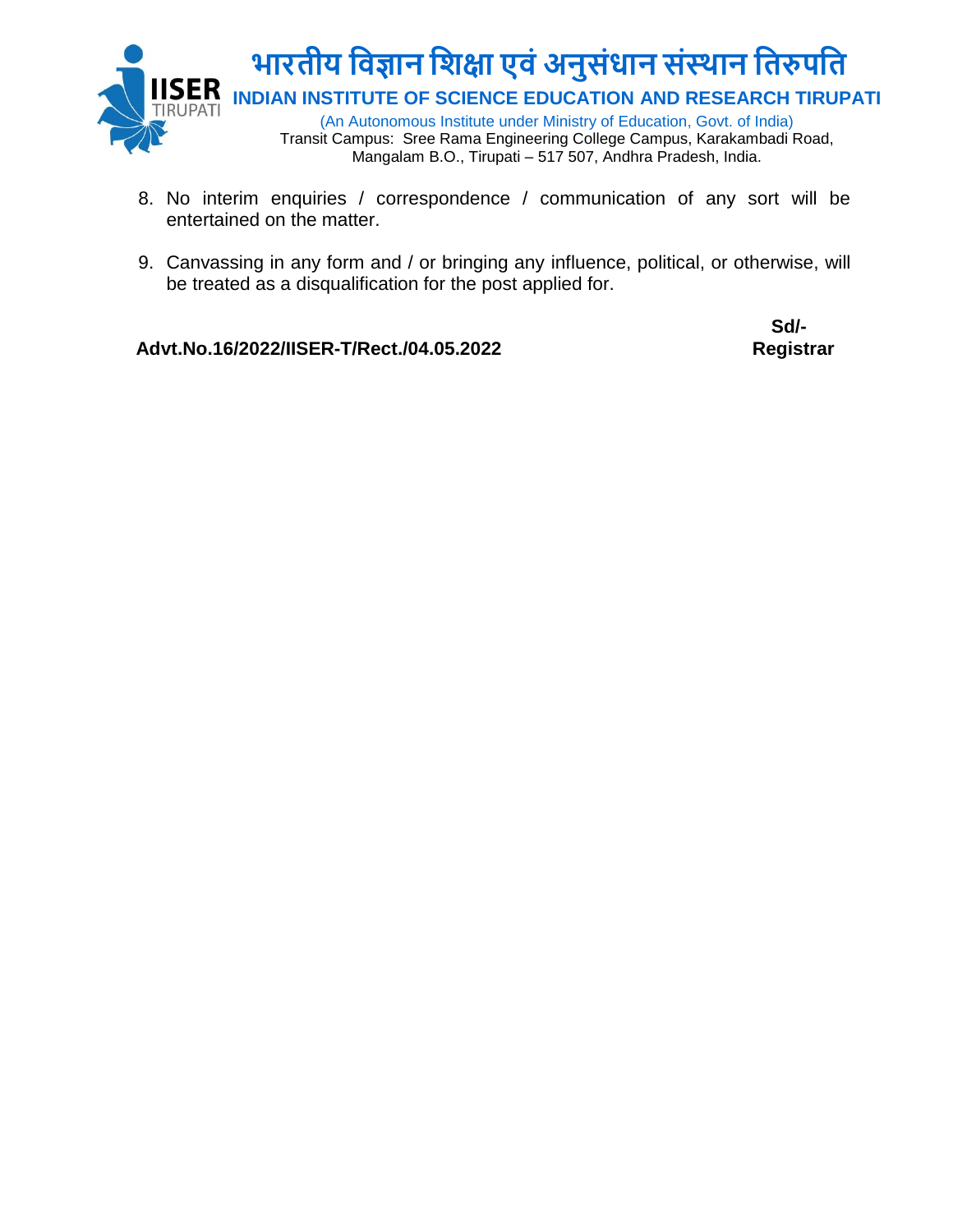8. No interim enquiries / correspondence / communication of any sort will be entertained on the matter.

9. Canvassing in any form and / or bringing any influence, political, or otherwise, will be treated as a disqualification for the post applied for.

**Sd/-**
**Registrar**

**Advt.No.16/2022/IISER-T/Rect./04.05.2022**